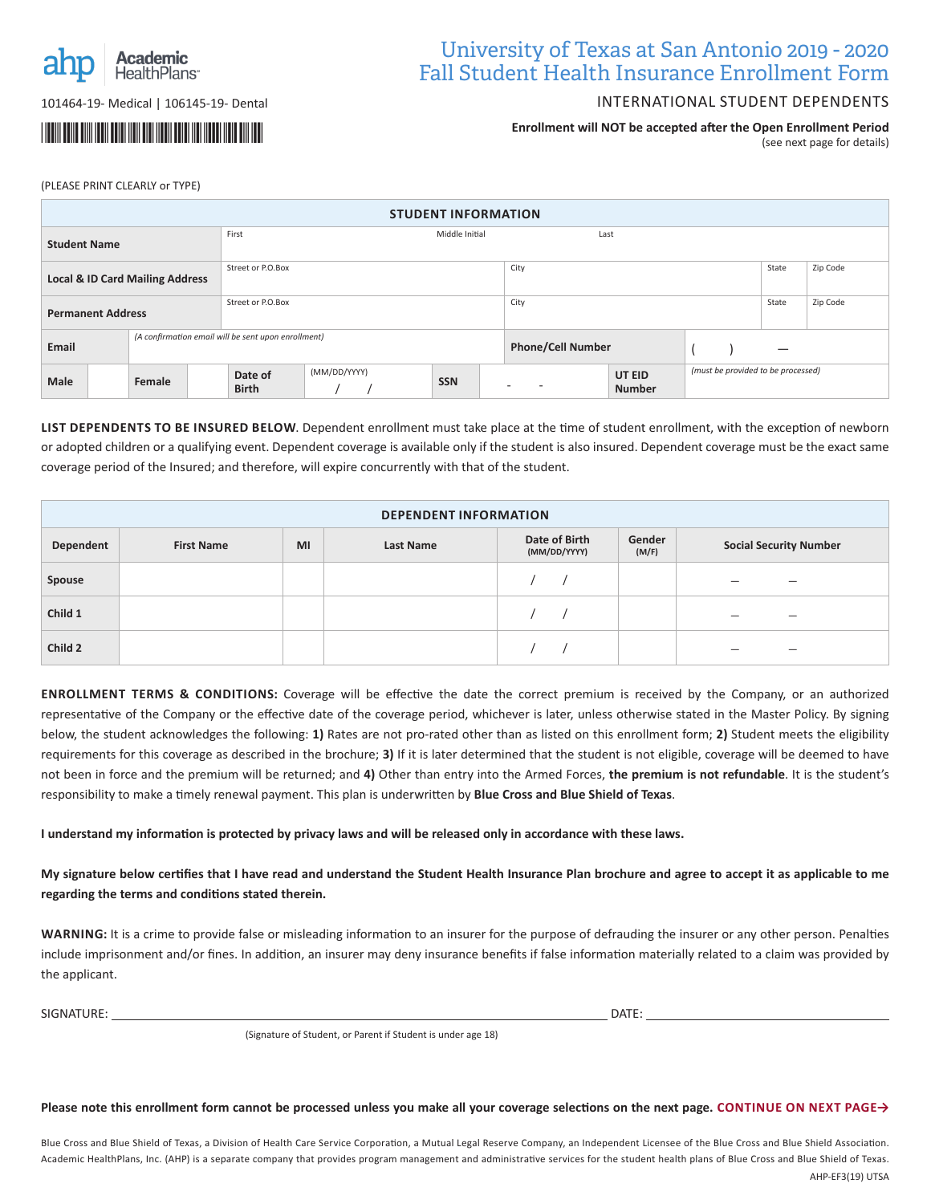Academic HealthPlans

101464-19- Medical | 106145-19- Dental

# University of Texas at San Antonio 2019 - 2020 Fall Student Health Insurance Enrollment Form

## INTERNATIONAL STUDENT DEPENDENTS

**Enrollment will NOT be accepted after the Open Enrollment Period**
(see next page for details)

(PLEASE PRINT CLEARLY or TYPE)

| STUDENT INFORMATION | | | | | | | | |
|---|---|---|---|---|---|---|---|---|
| **Student Name** | First | | Middle Initial | | Last | | | |
| **Local & ID Card Mailing Address** | Street or P.O.Box | | City | | | | State | Zip Code |
| **Permanent Address** | Street or P.O.Box | | City | | | | State | Zip Code |
| **Email** | *(A confirmation email will be sent upon enrollment)* | | **Phone/Cell Number** | | ( ) — | | | |
| **Male** | | **Female** | | **Date of Birth** | (MM/DD/YYYY) / / | **SSN** - - | **UT EID Number** | *(must be provided to be processed)* |

**LIST DEPENDENTS TO BE INSURED BELOW**. Dependent enrollment must take place at the time of student enrollment, with the exception of newborn or adopted children or a qualifying event. Dependent coverage is available only if the student is also insured. Dependent coverage must be the exact same coverage period of the Insured; and therefore, will expire concurrently with that of the student.

| Dependent | First Name | MI | Last Name | Date of Birth (MM/DD/YYYY) | Gender (M/F) | Social Security Number |
|---|---|---|---|---|---|---|
| **Spouse** | | | | / / | | — — |
| **Child 1** | | | | / / | | — — |
| **Child 2** | | | | / / | | — — |

**ENROLLMENT TERMS & CONDITIONS:** Coverage will be effective the date the correct premium is received by the Company, or an authorized representative of the Company or the effective date of the coverage period, whichever is later, unless otherwise stated in the Master Policy. By signing below, the student acknowledges the following: **1)** Rates are not pro-rated other than as listed on this enrollment form; **2)** Student meets the eligibility requirements for this coverage as described in the brochure; **3)** If it is later determined that the student is not eligible, coverage will be deemed to have not been in force and the premium will be returned; and **4)** Other than entry into the Armed Forces, **the premium is not refundable**. It is the student's responsibility to make a timely renewal payment. This plan is underwritten by **Blue Cross and Blue Shield of Texas**.

**I understand my information is protected by privacy laws and will be released only in accordance with these laws.**

**My signature below certifies that I have read and understand the Student Health Insurance Plan brochure and agree to accept it as applicable to me regarding the terms and conditions stated therein.**

**WARNING:** It is a crime to provide false or misleading information to an insurer for the purpose of defrauding the insurer or any other person. Penalties include imprisonment and/or fines. In addition, an insurer may deny insurance benefits if false information materially related to a claim was provided by the applicant.

SIGNATURE: ______________________________ DATE: ______________

(Signature of Student, or Parent if Student is under age 18)

**Please note this enrollment form cannot be processed unless you make all your coverage selections on the next page. CONTINUE ON NEXT PAGE→**

Blue Cross and Blue Shield of Texas, a Division of Health Care Service Corporation, a Mutual Legal Reserve Company, an Independent Licensee of the Blue Cross and Blue Shield Association. Academic HealthPlans, Inc. (AHP) is a separate company that provides program management and administrative services for the student health plans of Blue Cross and Blue Shield of Texas.

AHP-EF3(19) UTSA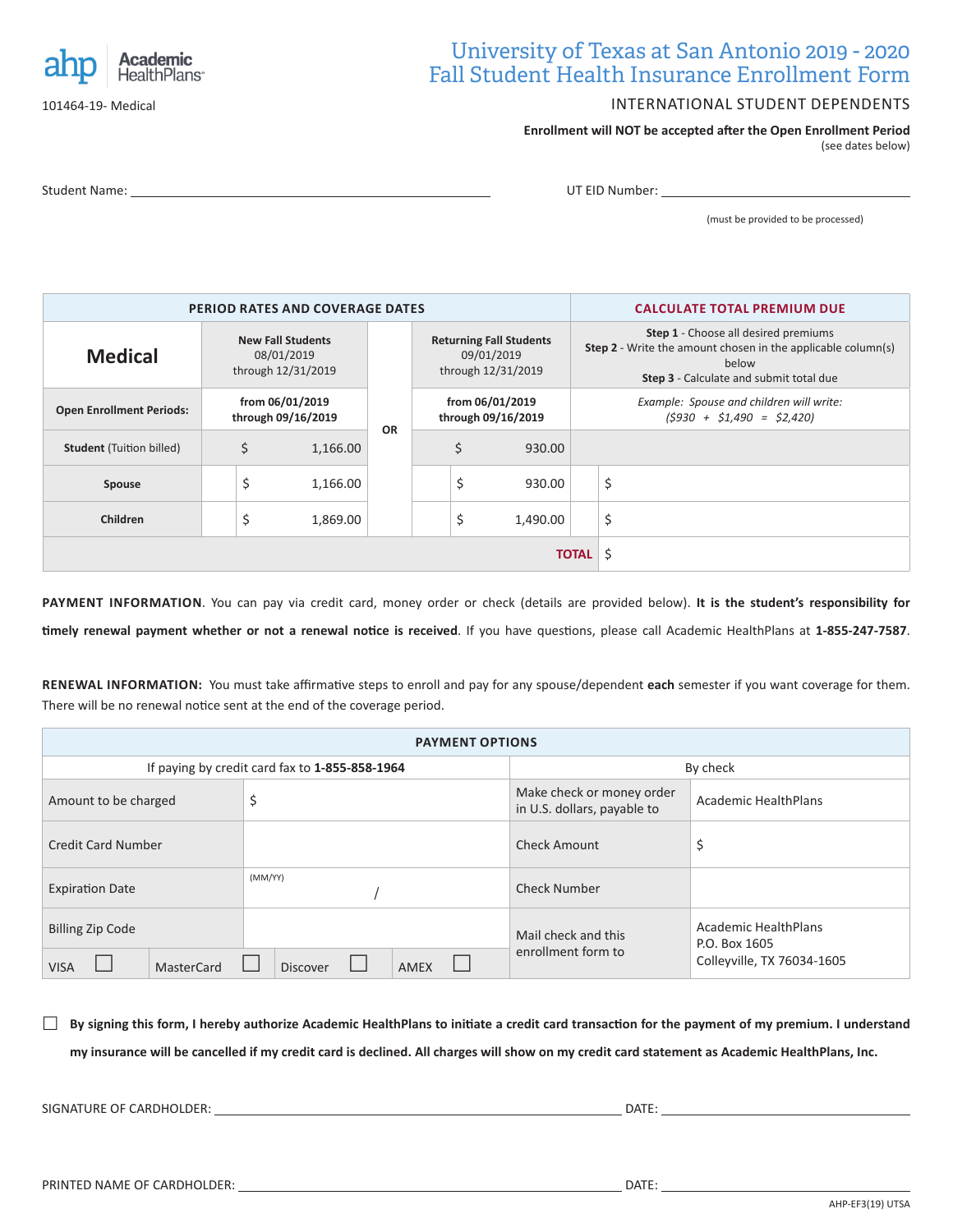ahp Academic HealthPlans®

101464-19- Medical

# University of Texas at San Antonio 2019 - 2020 Fall Student Health Insurance Enrollment Form

## INTERNATIONAL STUDENT DEPENDENTS

**Enrollment will NOT be accepted after the Open Enrollment Period**
(see dates below)

Student Name: ______________________________ UT EID Number: ______________________________
(must be provided to be processed)

| PERIOD RATES AND COVERAGE DATES | | | | CALCULATE TOTAL PREMIUM DUE |
|---|---|---|---|---|
| **Medical** | **New Fall Students** 08/01/2019 through 12/31/2019 | **OR** | **Returning Fall Students** 09/01/2019 through 12/31/2019 | **Step 1** - Choose all desired premiums **Step 2** - Write the amount chosen in the applicable column(s) below **Step 3** - Calculate and submit total due |
| **Open Enrollment Periods:** | **from 06/01/2019 through 09/16/2019** | | **from 06/01/2019 through 09/16/2019** | *Example: Spouse and children will write: ($930 + $1,490 = $2,420)* |
| **Student** (Tuition billed) | $ 1,166.00 | | $ 930.00 | |
| **Spouse** | $ 1,166.00 | | $ 930.00 | $ |
| **Children** | $ 1,869.00 | | $ 1,490.00 | $ |
| | | | **TOTAL** | $ |

**PAYMENT INFORMATION**. You can pay via credit card, money order or check (details are provided below). **It is the student's responsibility for timely renewal payment whether or not a renewal notice is received**. If you have questions, please call Academic HealthPlans at **1-855-247-7587**.

**RENEWAL INFORMATION:** You must take affirmative steps to enroll and pay for any spouse/dependent **each** semester if you want coverage for them. There will be no renewal notice sent at the end of the coverage period.

| PAYMENT OPTIONS | | | |
|---|---|---|---|
| If paying by credit card fax to **1-855-858-1964** | | By check | |
| Amount to be charged | $ | Make check or money order in U.S. dollars, payable to | Academic HealthPlans |
| Credit Card Number | | Check Amount | $ |
| Expiration Date | (MM/YY) / | Check Number | |
| Billing Zip Code | | Mail check and this enrollment form to | Academic HealthPlans P.O. Box 1605 Colleyville, TX 76034-1605 |
| VISA ☐ MasterCard ☐ | Discover ☐ AMEX ☐ | | |

☐ **By signing this form, I hereby authorize Academic HealthPlans to initiate a credit card transaction for the payment of my premium. I understand my insurance will be cancelled if my credit card is declined. All charges will show on my credit card statement as Academic HealthPlans, Inc.**

SIGNATURE OF CARDHOLDER: ______________________________ DATE: ______________

PRINTED NAME OF CARDHOLDER: ______________________________ DATE: ______________

AHP-EF3(19) UTSA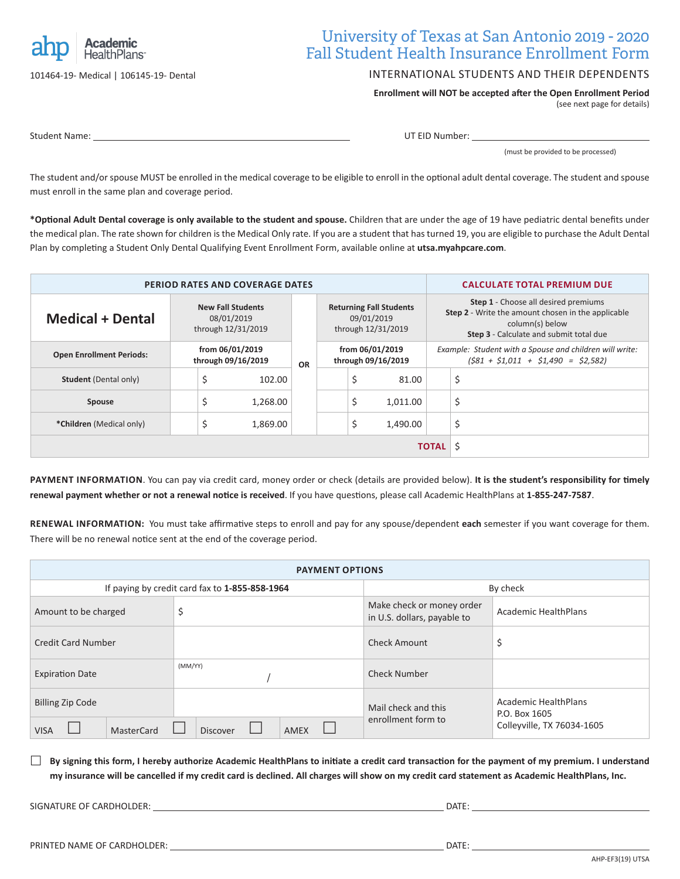ahp Academic HealthPlans

101464-19- Medical | 106145-19- Dental

# University of Texas at San Antonio 2019 - 2020 Fall Student Health Insurance Enrollment Form

INTERNATIONAL STUDENTS AND THEIR DEPENDENTS

**Enrollment will NOT be accepted after the Open Enrollment Period**
(see next page for details)

Student Name: ______________________________ UT EID Number: ______________________________
(must be provided to be processed)

The student and/or spouse MUST be enrolled in the medical coverage to be eligible to enroll in the optional adult dental coverage. The student and spouse must enroll in the same plan and coverage period.

**\*Optional Adult Dental coverage is only available to the student and spouse.** Children that are under the age of 19 have pediatric dental benefits under the medical plan. The rate shown for children is the Medical Only rate. If you are a student that has turned 19, you are eligible to purchase the Adult Dental Plan by completing a Student Only Dental Qualifying Event Enrollment Form, available online at **utsa.myahpcare.com**.

| PERIOD RATES AND COVERAGE DATES | | | | CALCULATE TOTAL PREMIUM DUE |
|---|---|---|---|---|
| **Medical + Dental** | **New Fall Students** 08/01/2019 through 12/31/2019 | OR | **Returning Fall Students** 09/01/2019 through 12/31/2019 | **Step 1** - Choose all desired premiums **Step 2** - Write the amount chosen in the applicable column(s) below **Step 3** - Calculate and submit total due |
| **Open Enrollment Periods:** | **from 06/01/2019 through 09/16/2019** | | **from 06/01/2019 through 09/16/2019** | *Example: Student with a Spouse and children will write: ($81 + $1,011 + $1,490 = $2,582)* |
| **Student** (Dental only) | $ 102.00 | | $ 81.00 | $ |
| **Spouse** | $ 1,268.00 | | $ 1,011.00 | $ |
| **\*Children** (Medical only) | $ 1,869.00 | | $ 1,490.00 | $ |
| | | | **TOTAL** | $ |

**PAYMENT INFORMATION**. You can pay via credit card, money order or check (details are provided below). **It is the student's responsibility for timely renewal payment whether or not a renewal notice is received**. If you have questions, please call Academic HealthPlans at **1-855-247-7587**.

**RENEWAL INFORMATION:** You must take affirmative steps to enroll and pay for any spouse/dependent **each** semester if you want coverage for them. There will be no renewal notice sent at the end of the coverage period.

| PAYMENT OPTIONS | | | |
|---|---|---|---|
| If paying by credit card fax to **1-855-858-1964** | | By check | |
| Amount to be charged | $ | Make check or money order in U.S. dollars, payable to | Academic HealthPlans |
| Credit Card Number | | Check Amount | $ |
| Expiration Date | (MM/YY) / | Check Number | |
| Billing Zip Code | | Mail check and this enrollment form to | Academic HealthPlans P.O. Box 1605 Colleyville, TX 76034-1605 |
| VISA ☐ MasterCard ☐ Discover ☐ AMEX ☐ | | | |

☐ **By signing this form, I hereby authorize Academic HealthPlans to initiate a credit card transaction for the payment of my premium. I understand my insurance will be cancelled if my credit card is declined. All charges will show on my credit card statement as Academic HealthPlans, Inc.**

SIGNATURE OF CARDHOLDER: ______________________________ DATE: ______________

PRINTED NAME OF CARDHOLDER: ______________________________ DATE: ______________

AHP-EF3(19) UTSA